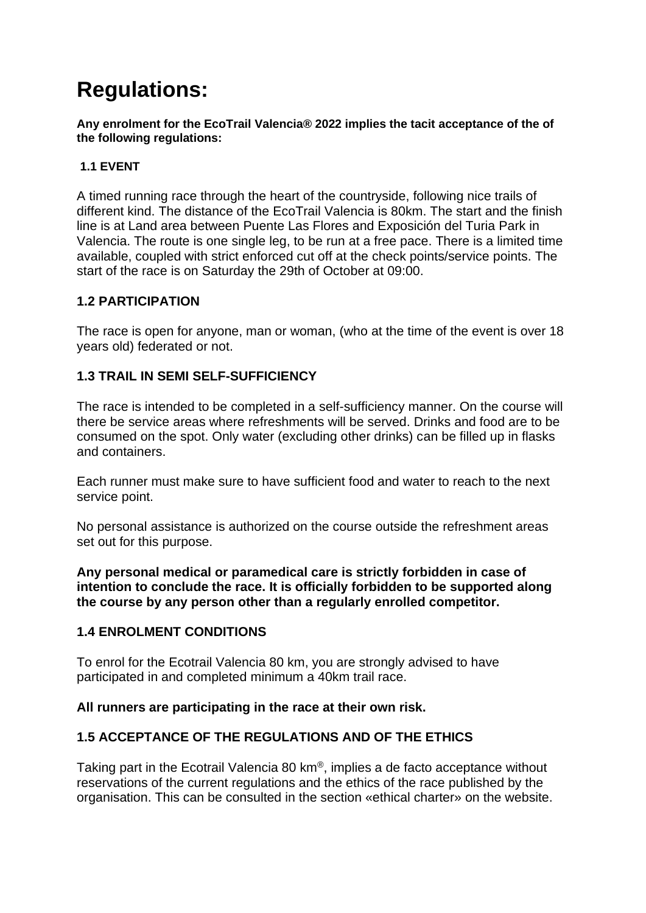# Regulations:

**Any enrolment for the EcoTrail Valencia® 2022 implies the tacit acceptance of the of the following regulations:**

### 1.1 EVENT

A timed running race through the heart of the countryside, following nice trails of different kind. The distance of the EcoTrail Valencia is 80km. The start and the finish line is at Land area between Puente Las Flores and Exposición del Turia Park in Valencia. The route is one single leg, to be run at a free pace. There is a limited time available, coupled with strict enforced cut off at the check points/service points. The start of the race is on Saturday the 29th of October at 09:00.

### 1.2 PARTICIPATION

The race is open for anyone, man or woman, (who at the time of the event is over 18 years old) federated or not.

### 1.3 TRAIL IN SEMI SELF-SUFFICIENCY

The race is intended to be completed in a self-sufficiency manner. On the course will there be service areas where refreshments will be served. Drinks and food are to be consumed on the spot. Only water (excluding other drinks) can be filled up in flasks and containers.

Each runner must make sure to have sufficient food and water to reach to the next service point.

No personal assistance is authorized on the course outside the refreshment areas set out for this purpose.

**Any personal medical or paramedical care is strictly forbidden in case of intention to conclude the race. It is officially forbidden to be supported along the course by any person other than a regularly enrolled competitor.**

### 1.4 ENROLMENT CONDITIONS

To enrol for the Ecotrail Valencia 80 km, you are strongly advised to have participated in and completed minimum a 40km trail race.

**All runners are participating in the race at their own risk.**

### 1.5 ACCEPTANCE OF THE REGULATIONS AND OF THE ETHICS

Taking part in the Ecotrail Valencia 80 km®, implies a de facto acceptance without reservations of the current regulations and the ethics of the race published by the organisation. This can be consulted in the section «ethical charter» on the website.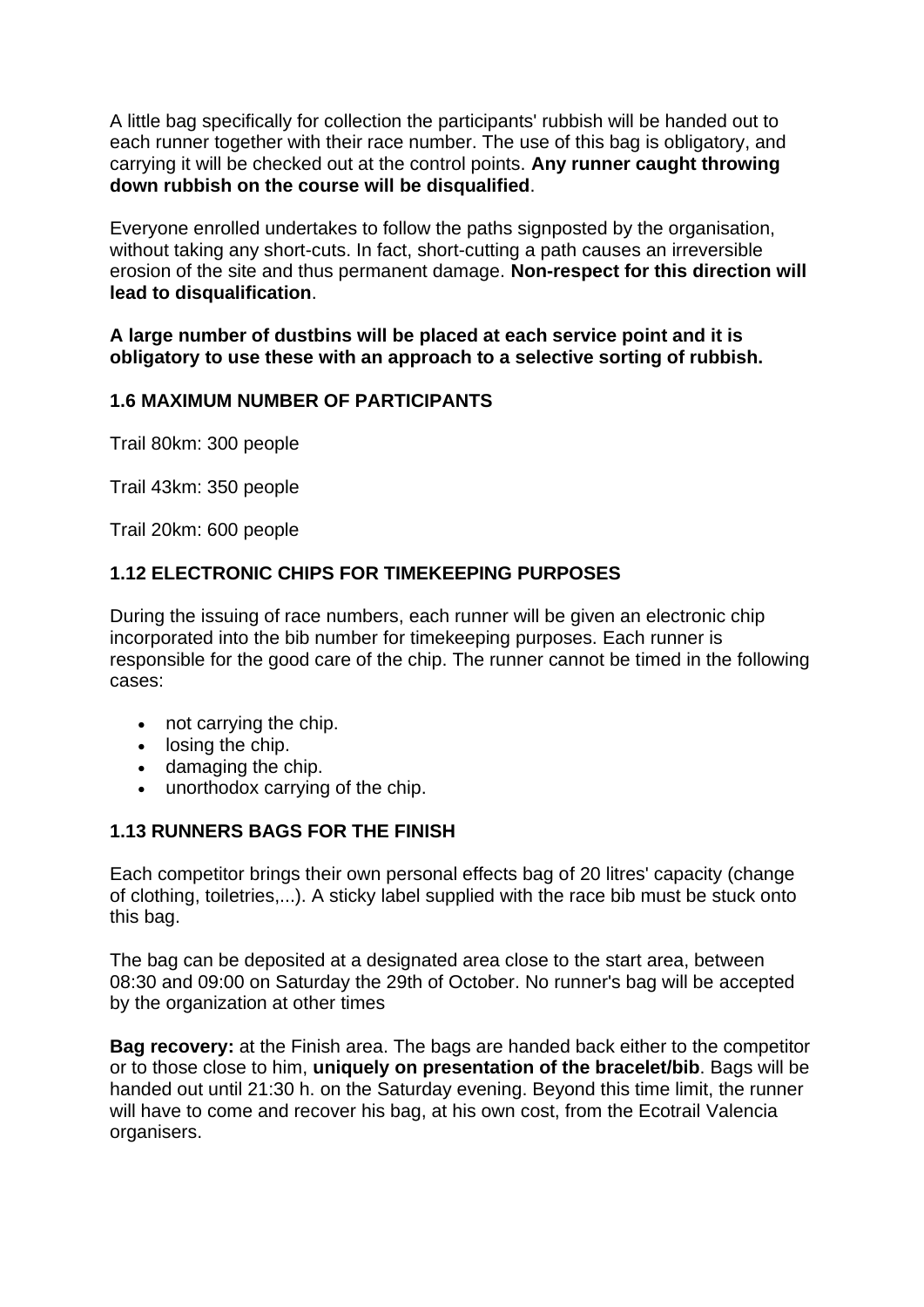A little bag specifically for collection the participants' rubbish will be handed out to each runner together with their race number. The use of this bag is obligatory, and carrying it will be checked out at the control points. **Any runner caught throwing down rubbish on the course will be disqualified**.

Everyone enrolled undertakes to follow the paths signposted by the organisation, without taking any short-cuts. In fact, short-cutting a path causes an irreversible erosion of the site and thus permanent damage. **Non-respect for this direction will lead to disqualification**.

**A large number of dustbins will be placed at each service point and it is obligatory to use these with an approach to a selective sorting of rubbish.**

### 1.6 MAXIMUM NUMBER OF PARTICIPANTS

Trail 80km: 300 people

Trail 43km: 350 people

Trail 20km: 600 people

### 1.12 ELECTRONIC CHIPS FOR TIMEKEEPING PURPOSES

During the issuing of race numbers, each runner will be given an electronic chip incorporated into the bib number for timekeeping purposes. Each runner is responsible for the good care of the chip. The runner cannot be timed in the following cases:

- not carrying the chip.
- losing the chip.
- damaging the chip.
- unorthodox carrying of the chip.

### 1.13 RUNNERS BAGS FOR THE FINISH

Each competitor brings their own personal effects bag of 20 litres' capacity (change of clothing, toiletries,...). A sticky label supplied with the race bib must be stuck onto this bag.

The bag can be deposited at a designated area close to the start area, between 08:30 and 09:00 on Saturday the 29th of October. No runner's bag will be accepted by the organization at other times

**Bag recovery:** at the Finish area. The bags are handed back either to the competitor or to those close to him, **uniquely on presentation of the bracelet/bib**. Bags will be handed out until 21:30 h. on the Saturday evening. Beyond this time limit, the runner will have to come and recover his bag, at his own cost, from the Ecotrail Valencia organisers.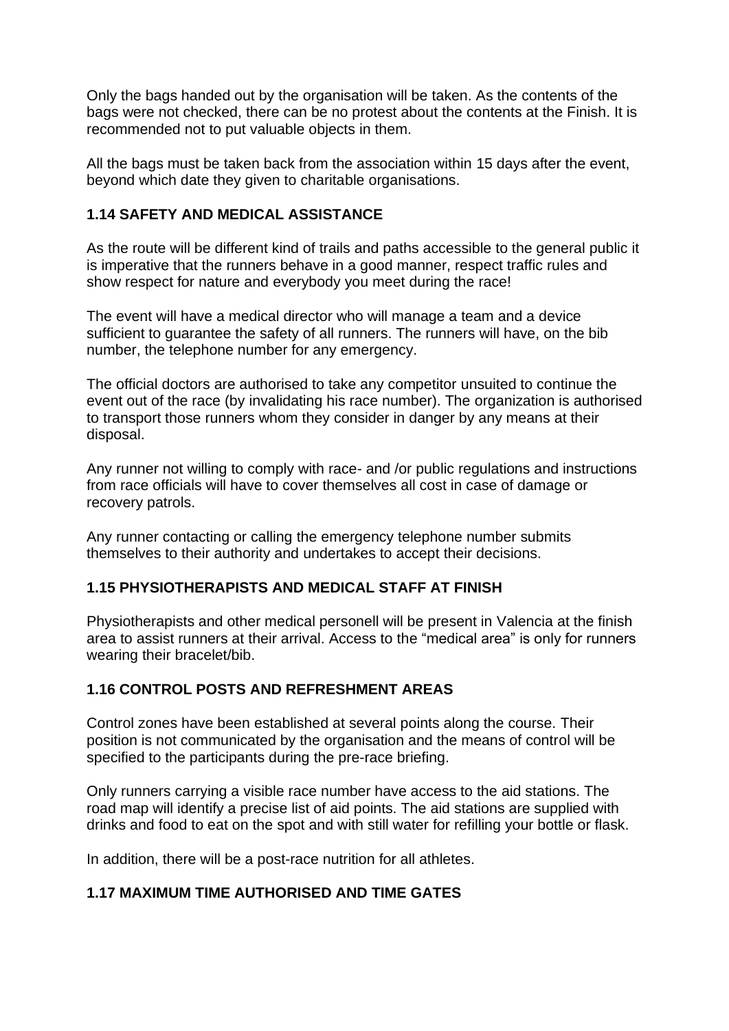Only the bags handed out by the organisation will be taken. As the contents of the bags were not checked, there can be no protest about the contents at the Finish. It is recommended not to put valuable objects in them.

All the bags must be taken back from the association within 15 days after the event, beyond which date they given to charitable organisations.

### 1.14 SAFETY AND MEDICAL ASSISTANCE

As the route will be different kind of trails and paths accessible to the general public it is imperative that the runners behave in a good manner, respect traffic rules and show respect for nature and everybody you meet during the race!

The event will have a medical director who will manage a team and a device sufficient to guarantee the safety of all runners. The runners will have, on the bib number, the telephone number for any emergency.

The official doctors are authorised to take any competitor unsuited to continue the event out of the race (by invalidating his race number). The organization is authorised to transport those runners whom they consider in danger by any means at their disposal.

Any runner not willing to comply with race- and /or public regulations and instructions from race officials will have to cover themselves all cost in case of damage or recovery patrols.

Any runner contacting or calling the emergency telephone number submits themselves to their authority and undertakes to accept their decisions.

### 1.15 PHYSIOTHERAPISTS AND MEDICAL STAFF AT FINISH

Physiotherapists and other medical personell will be present in Valencia at the finish area to assist runners at their arrival. Access to the "medical area" is only for runners wearing their bracelet/bib.

### 1.16 CONTROL POSTS AND REFRESHMENT AREAS

Control zones have been established at several points along the course. Their position is not communicated by the organisation and the means of control will be specified to the participants during the pre-race briefing.

Only runners carrying a visible race number have access to the aid stations. The road map will identify a precise list of aid points. The aid stations are supplied with drinks and food to eat on the spot and with still water for refilling your bottle or flask.

In addition, there will be a post-race nutrition for all athletes.

### 1.17 MAXIMUM TIME AUTHORISED AND TIME GATES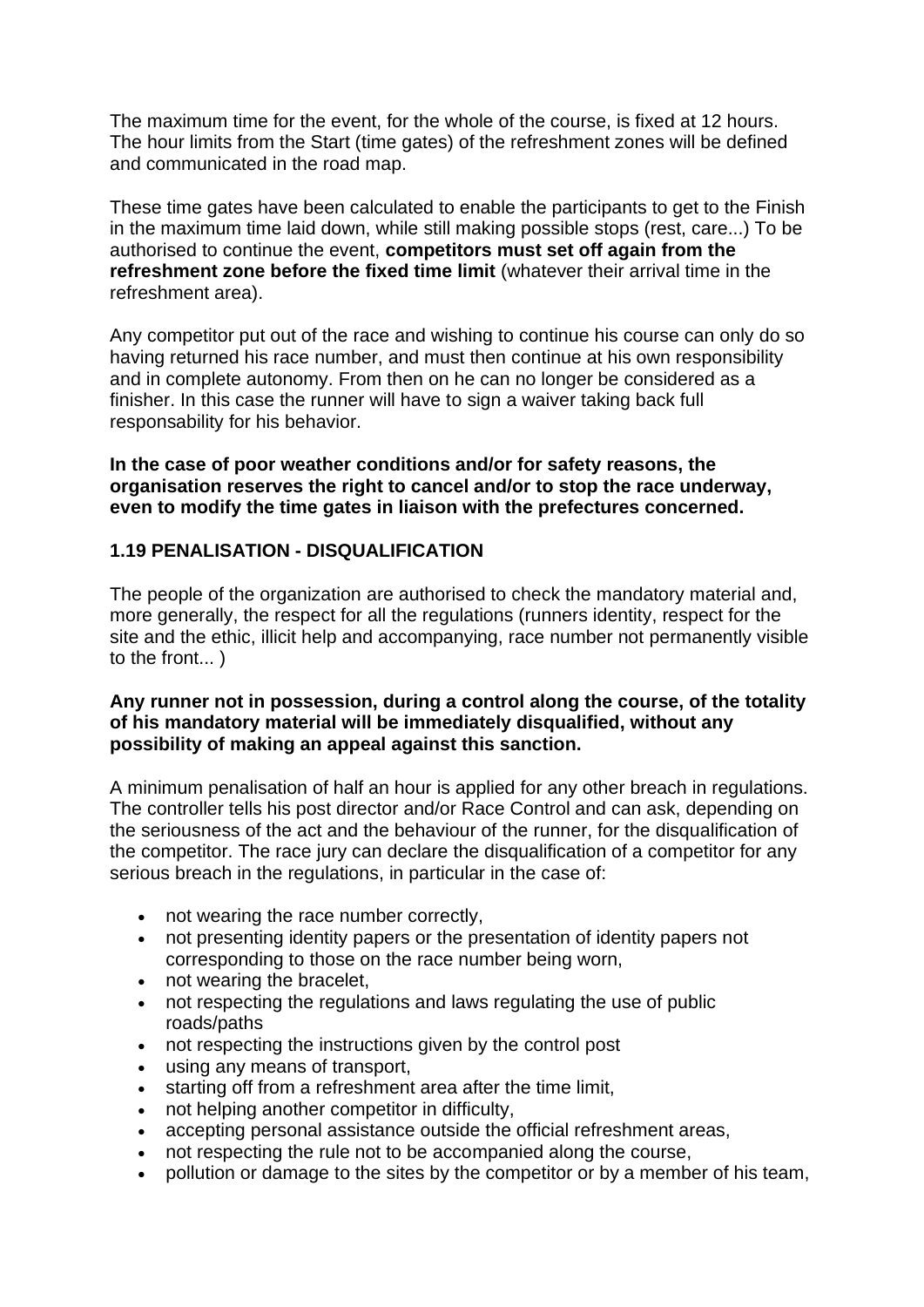The maximum time for the event, for the whole of the course, is fixed at 12 hours. The hour limits from the Start (time gates) of the refreshment zones will be defined and communicated in the road map.

These time gates have been calculated to enable the participants to get to the Finish in the maximum time laid down, while still making possible stops (rest, care...) To be authorised to continue the event, **competitors must set off again from the refreshment zone before the fixed time limit** (whatever their arrival time in the refreshment area).

Any competitor put out of the race and wishing to continue his course can only do so having returned his race number, and must then continue at his own responsibility and in complete autonomy. From then on he can no longer be considered as a finisher. In this case the runner will have to sign a waiver taking back full responsability for his behavior.

**In the case of poor weather conditions and/or for safety reasons, the organisation reserves the right to cancel and/or to stop the race underway, even to modify the time gates in liaison with the prefectures concerned.**

## 1.19 PENALISATION - DISQUALIFICATION

The people of the organization are authorised to check the mandatory material and, more generally, the respect for all the regulations (runners identity, respect for the site and the ethic, illicit help and accompanying, race number not permanently visible to the front... )

**Any runner not in possession, during a control along the course, of the totality of his mandatory material will be immediately disqualified, without any possibility of making an appeal against this sanction.**

A minimum penalisation of half an hour is applied for any other breach in regulations. The controller tells his post director and/or Race Control and can ask, depending on the seriousness of the act and the behaviour of the runner, for the disqualification of the competitor. The race jury can declare the disqualification of a competitor for any serious breach in the regulations, in particular in the case of:

- not wearing the race number correctly,
- not presenting identity papers or the presentation of identity papers not corresponding to those on the race number being worn,
- not wearing the bracelet,
- not respecting the regulations and laws regulating the use of public roads/paths
- not respecting the instructions given by the control post
- using any means of transport,
- starting off from a refreshment area after the time limit,
- not helping another competitor in difficulty,
- accepting personal assistance outside the official refreshment areas,
- not respecting the rule not to be accompanied along the course,
- pollution or damage to the sites by the competitor or by a member of his team,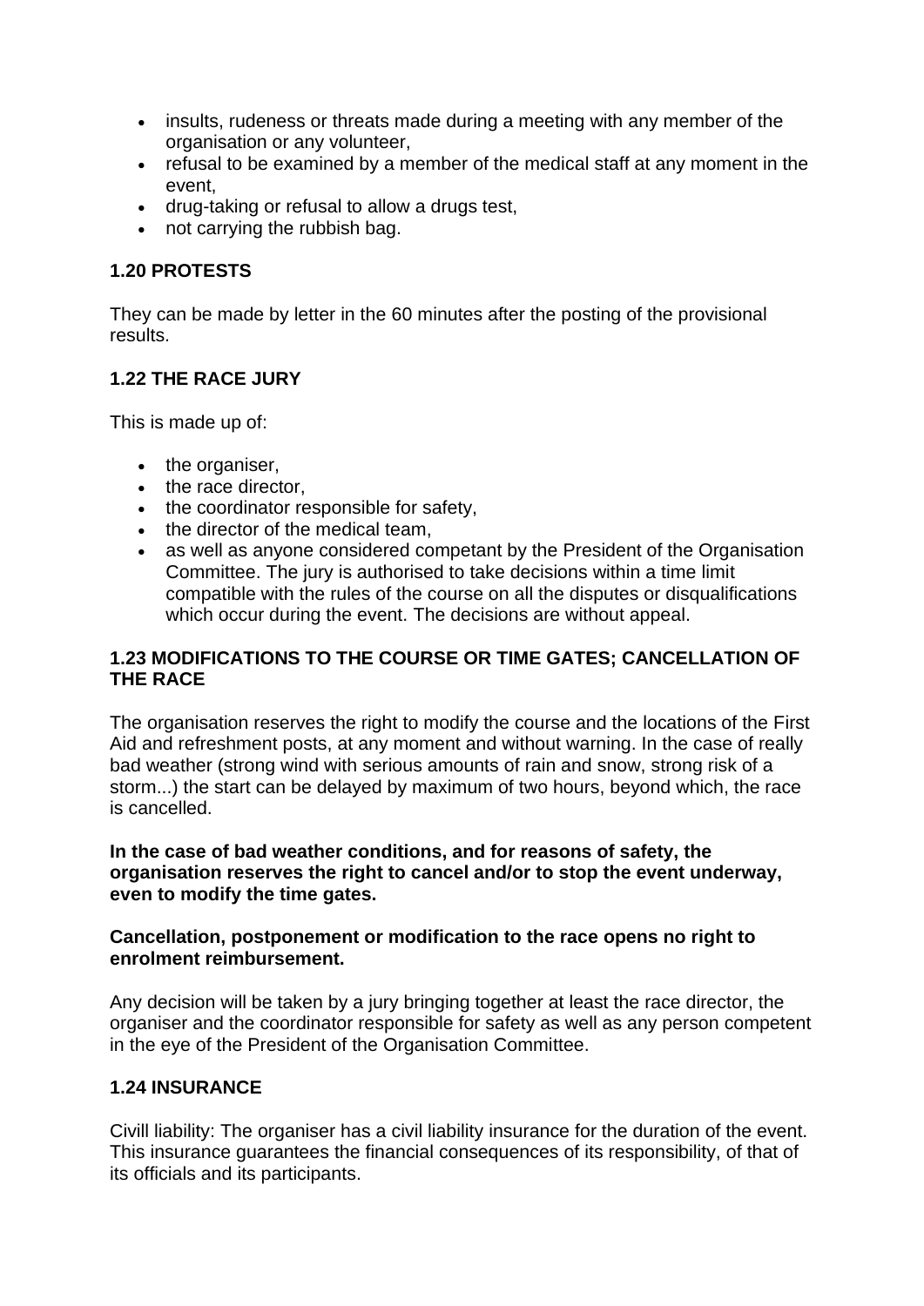- insults, rudeness or threats made during a meeting with any member of the organisation or any volunteer,
- refusal to be examined by a member of the medical staff at any moment in the event,
- drug-taking or refusal to allow a drugs test,
- not carrying the rubbish bag.

### 1.20 PROTESTS

They can be made by letter in the 60 minutes after the posting of the provisional results.

### 1.22 THE RACE JURY

This is made up of:

- the organiser,
- the race director,
- the coordinator responsible for safety,
- the director of the medical team,
- as well as anyone considered competant by the President of the Organisation Committee. The jury is authorised to take decisions within a time limit compatible with the rules of the course on all the disputes or disqualifications which occur during the event. The decisions are without appeal.

### 1.23 MODIFICATIONS TO THE COURSE OR TIME GATES; CANCELLATION OF THE RACE

The organisation reserves the right to modify the course and the locations of the First Aid and refreshment posts, at any moment and without warning. In the case of really bad weather (strong wind with serious amounts of rain and snow, strong risk of a storm...) the start can be delayed by maximum of two hours, beyond which, the race is cancelled.

**In the case of bad weather conditions, and for reasons of safety, the organisation reserves the right to cancel and/or to stop the event underway, even to modify the time gates.**

**Cancellation, postponement or modification to the race opens no right to enrolment reimbursement.**

Any decision will be taken by a jury bringing together at least the race director, the organiser and the coordinator responsible for safety as well as any person competent in the eye of the President of the Organisation Committee.

### 1.24 INSURANCE

Civill liability: The organiser has a civil liability insurance for the duration of the event. This insurance guarantees the financial consequences of its responsibility, of that of its officials and its participants.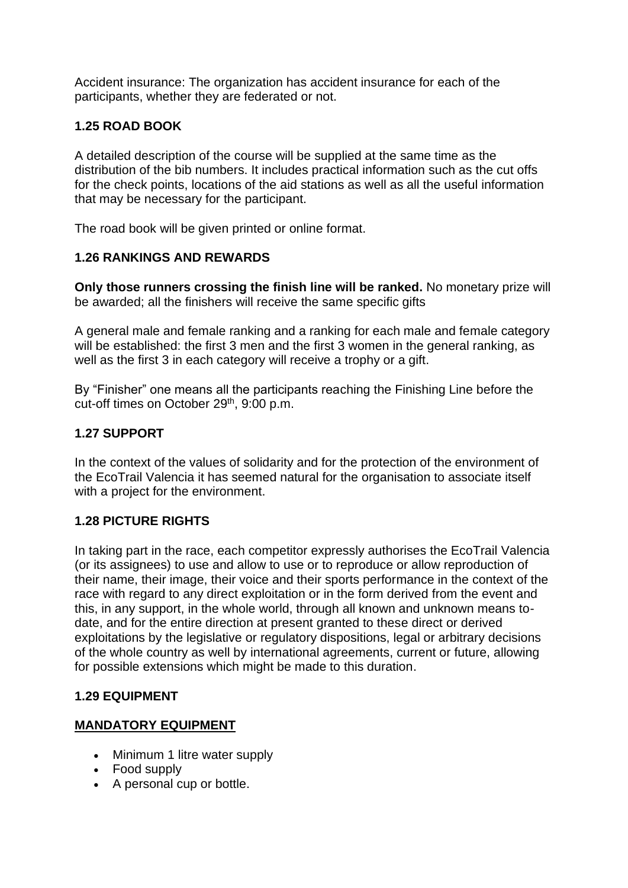Accident insurance: The organization has accident insurance for each of the participants, whether they are federated or not.

### 1.25 ROAD BOOK

A detailed description of the course will be supplied at the same time as the distribution of the bib numbers. It includes practical information such as the cut offs for the check points, locations of the aid stations as well as all the useful information that may be necessary for the participant.

The road book will be given printed or online format.

### 1.26 RANKINGS AND REWARDS

**Only those runners crossing the finish line will be ranked.** No monetary prize will be awarded; all the finishers will receive the same specific gifts

A general male and female ranking and a ranking for each male and female category will be established: the first 3 men and the first 3 women in the general ranking, as well as the first 3 in each category will receive a trophy or a gift.

By "Finisher" one means all the participants reaching the Finishing Line before the cut-off times on October 29th, 9:00 p.m.

### 1.27 SUPPORT

In the context of the values of solidarity and for the protection of the environment of the EcoTrail Valencia it has seemed natural for the organisation to associate itself with a project for the environment.

### 1.28 PICTURE RIGHTS

In taking part in the race, each competitor expressly authorises the EcoTrail Valencia (or its assignees) to use and allow to use or to reproduce or allow reproduction of their name, their image, their voice and their sports performance in the context of the race with regard to any direct exploitation or in the form derived from the event and this, in any support, in the whole world, through all known and unknown means to-date, and for the entire direction at present granted to these direct or derived exploitations by the legislative or regulatory dispositions, legal or arbitrary decisions of the whole country as well by international agreements, current or future, allowing for possible extensions which might be made to this duration.

### 1.29 EQUIPMENT

**MANDATORY EQUIPMENT**

- Minimum 1 litre water supply
- Food supply
- A personal cup or bottle.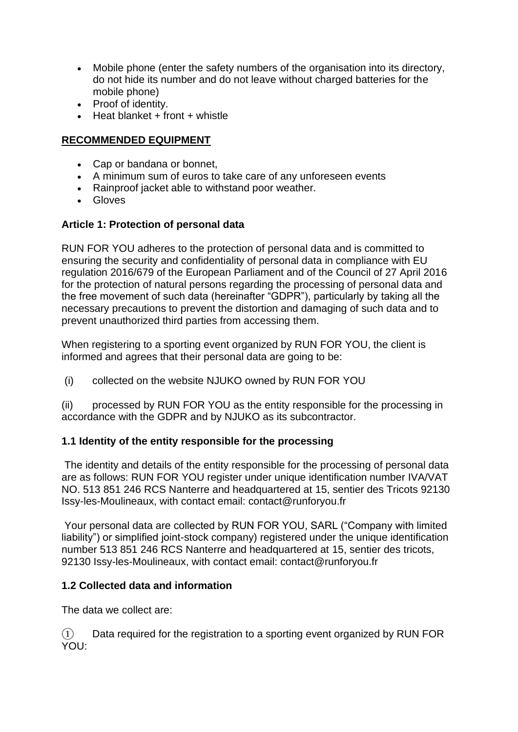- Mobile phone (enter the safety numbers of the organisation into its directory, do not hide its number and do not leave without charged batteries for the mobile phone)
- Proof of identity.
- Heat blanket + front + whistle

**RECOMMENDED EQUIPMENT**

- Cap or bandana or bonnet,
- A minimum sum of euros to take care of any unforeseen events
- Rainproof jacket able to withstand poor weather.
- Gloves

**Article 1: Protection of personal data**

RUN FOR YOU adheres to the protection of personal data and is committed to ensuring the security and confidentiality of personal data in compliance with EU regulation 2016/679 of the European Parliament and of the Council of 27 April 2016 for the protection of natural persons regarding the processing of personal data and the free movement of such data (hereinafter "GDPR"), particularly by taking all the necessary precautions to prevent the distortion and damaging of such data and to prevent unauthorized third parties from accessing them.

When registering to a sporting event organized by RUN FOR YOU, the client is informed and agrees that their personal data are going to be:

(i) collected on the website NJUKO owned by RUN FOR YOU

(ii) processed by RUN FOR YOU as the entity responsible for the processing in accordance with the GDPR and by NJUKO as its subcontractor.

**1.1 Identity of the entity responsible for the processing**

The identity and details of the entity responsible for the processing of personal data are as follows: RUN FOR YOU register under unique identification number IVA/VAT NO. 513 851 246 RCS Nanterre and headquartered at 15, sentier des Tricots 92130 Issy-les-Moulineaux, with contact email: contact@runforyou.fr

Your personal data are collected by RUN FOR YOU, SARL ("Company with limited liability") or simplified joint-stock company) registered under the unique identification number 513 851 246 RCS Nanterre and headquartered at 15, sentier des tricots, 92130 Issy-les-Moulineaux, with contact email: contact@runforyou.fr

**1.2 Collected data and information**

The data we collect are:

① Data required for the registration to a sporting event organized by RUN FOR YOU: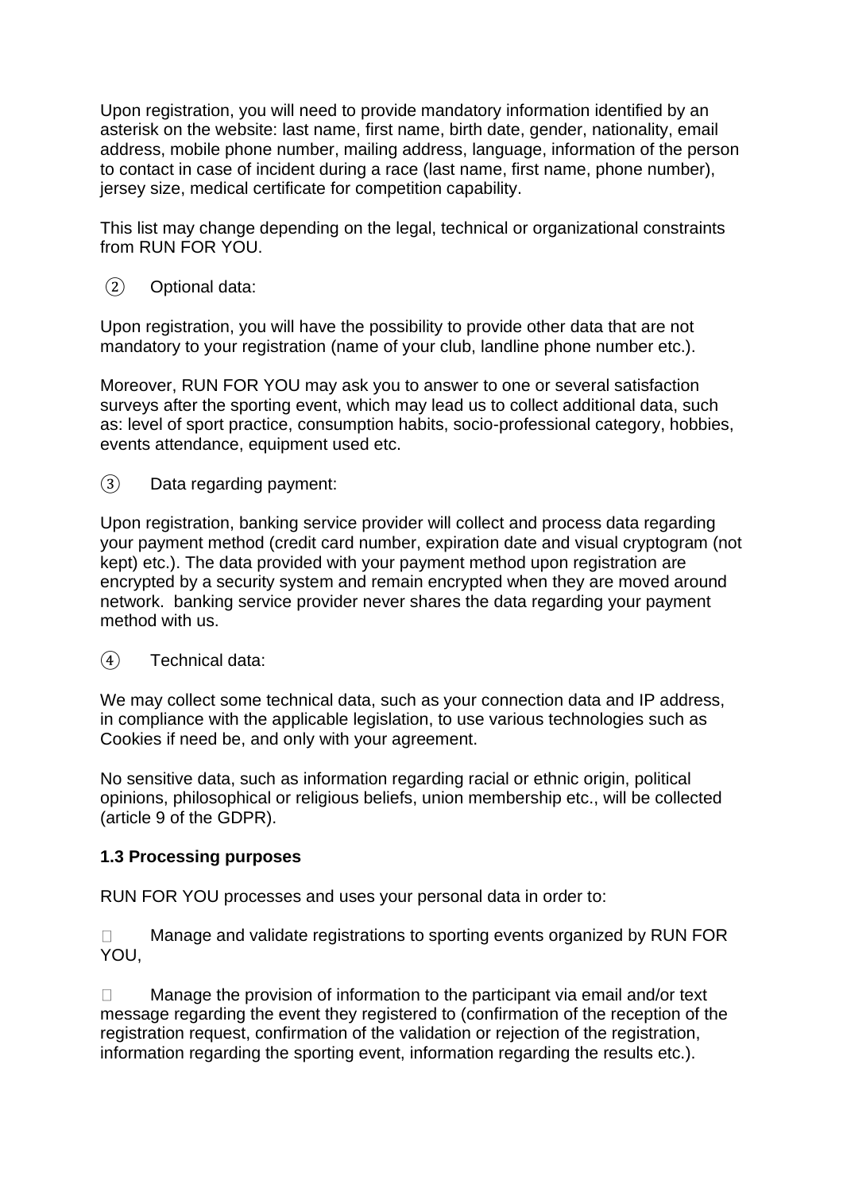Upon registration, you will need to provide mandatory information identified by an asterisk on the website: last name, first name, birth date, gender, nationality, email address, mobile phone number, mailing address, language, information of the person to contact in case of incident during a race (last name, first name, phone number), jersey size, medical certificate for competition capability.

This list may change depending on the legal, technical or organizational constraints from RUN FOR YOU.

② Optional data:

Upon registration, you will have the possibility to provide other data that are not mandatory to your registration (name of your club, landline phone number etc.).

Moreover, RUN FOR YOU may ask you to answer to one or several satisfaction surveys after the sporting event, which may lead us to collect additional data, such as: level of sport practice, consumption habits, socio-professional category, hobbies, events attendance, equipment used etc.

③ Data regarding payment:

Upon registration, banking service provider will collect and process data regarding your payment method (credit card number, expiration date and visual cryptogram (not kept) etc.). The data provided with your payment method upon registration are encrypted by a security system and remain encrypted when they are moved around network. banking service provider never shares the data regarding your payment method with us.

④ Technical data:

We may collect some technical data, such as your connection data and IP address, in compliance with the applicable legislation, to use various technologies such as Cookies if need be, and only with your agreement.

No sensitive data, such as information regarding racial or ethnic origin, political opinions, philosophical or religious beliefs, union membership etc., will be collected (article 9 of the GDPR).

**1.3 Processing purposes**

RUN FOR YOU processes and uses your personal data in order to:

- Manage and validate registrations to sporting events organized by RUN FOR YOU,
- Manage the provision of information to the participant via email and/or text message regarding the event they registered to (confirmation of the reception of the registration request, confirmation of the validation or rejection of the registration, information regarding the sporting event, information regarding the results etc.).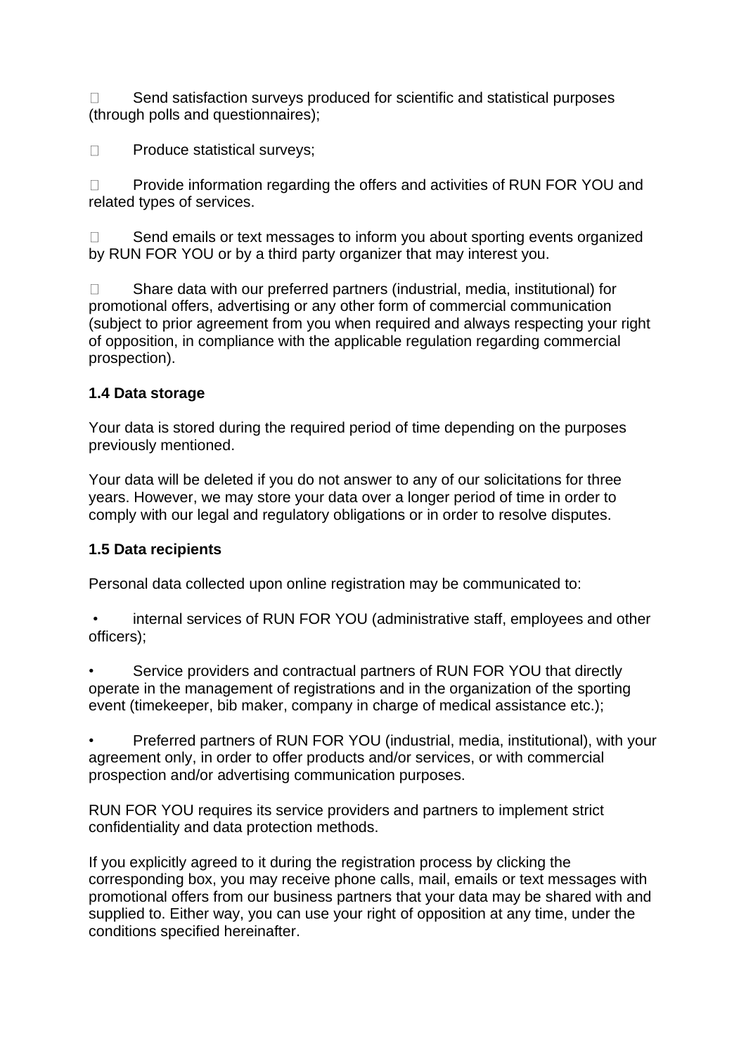- Send satisfaction surveys produced for scientific and statistical purposes (through polls and questionnaires);
- Produce statistical surveys;
- Provide information regarding the offers and activities of RUN FOR YOU and related types of services.
- Send emails or text messages to inform you about sporting events organized by RUN FOR YOU or by a third party organizer that may interest you.
- Share data with our preferred partners (industrial, media, institutional) for promotional offers, advertising or any other form of commercial communication (subject to prior agreement from you when required and always respecting your right of opposition, in compliance with the applicable regulation regarding commercial prospection).

**1.4 Data storage**

Your data is stored during the required period of time depending on the purposes previously mentioned.

Your data will be deleted if you do not answer to any of our solicitations for three years. However, we may store your data over a longer period of time in order to comply with our legal and regulatory obligations or in order to resolve disputes.

**1.5 Data recipients**

Personal data collected upon online registration may be communicated to:

- internal services of RUN FOR YOU (administrative staff, employees and other officers);
- Service providers and contractual partners of RUN FOR YOU that directly operate in the management of registrations and in the organization of the sporting event (timekeeper, bib maker, company in charge of medical assistance etc.);
- Preferred partners of RUN FOR YOU (industrial, media, institutional), with your agreement only, in order to offer products and/or services, or with commercial prospection and/or advertising communication purposes.

RUN FOR YOU requires its service providers and partners to implement strict confidentiality and data protection methods.

If you explicitly agreed to it during the registration process by clicking the corresponding box, you may receive phone calls, mail, emails or text messages with promotional offers from our business partners that your data may be shared with and supplied to. Either way, you can use your right of opposition at any time, under the conditions specified hereinafter.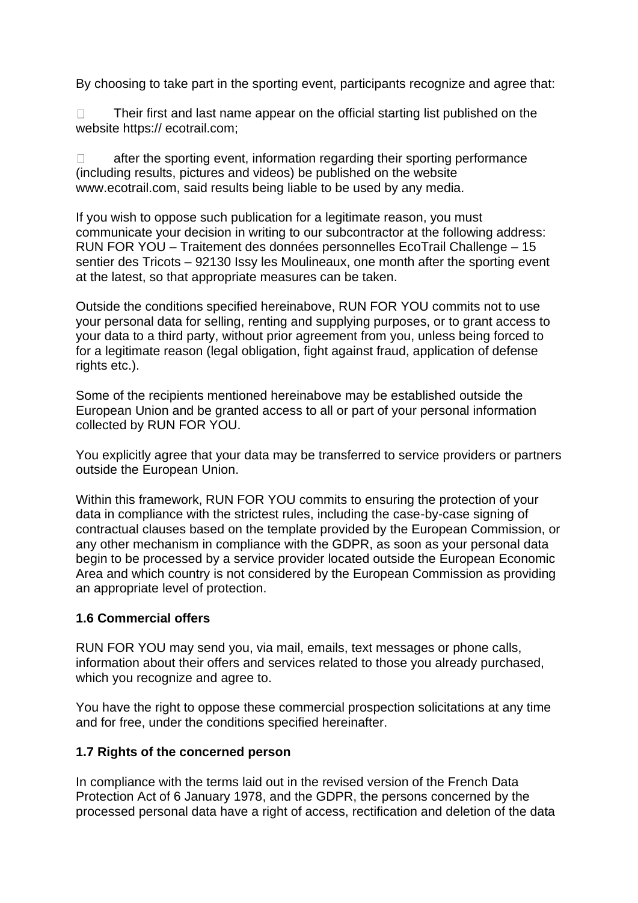By choosing to take part in the sporting event, participants recognize and agree that:

- Their first and last name appear on the official starting list published on the website https:// ecotrail.com;

- after the sporting event, information regarding their sporting performance (including results, pictures and videos) be published on the website www.ecotrail.com, said results being liable to be used by any media.

If you wish to oppose such publication for a legitimate reason, you must communicate your decision in writing to our subcontractor at the following address: RUN FOR YOU – Traitement des données personnelles EcoTrail Challenge – 15 sentier des Tricots – 92130 Issy les Moulineaux, one month after the sporting event at the latest, so that appropriate measures can be taken.

Outside the conditions specified hereinabove, RUN FOR YOU commits not to use your personal data for selling, renting and supplying purposes, or to grant access to your data to a third party, without prior agreement from you, unless being forced to for a legitimate reason (legal obligation, fight against fraud, application of defense rights etc.).

Some of the recipients mentioned hereinabove may be established outside the European Union and be granted access to all or part of your personal information collected by RUN FOR YOU.

You explicitly agree that your data may be transferred to service providers or partners outside the European Union.

Within this framework, RUN FOR YOU commits to ensuring the protection of your data in compliance with the strictest rules, including the case-by-case signing of contractual clauses based on the template provided by the European Commission, or any other mechanism in compliance with the GDPR, as soon as your personal data begin to be processed by a service provider located outside the European Economic Area and which country is not considered by the European Commission as providing an appropriate level of protection.

### 1.6 Commercial offers

RUN FOR YOU may send you, via mail, emails, text messages or phone calls, information about their offers and services related to those you already purchased, which you recognize and agree to.

You have the right to oppose these commercial prospection solicitations at any time and for free, under the conditions specified hereinafter.

### 1.7 Rights of the concerned person

In compliance with the terms laid out in the revised version of the French Data Protection Act of 6 January 1978, and the GDPR, the persons concerned by the processed personal data have a right of access, rectification and deletion of the data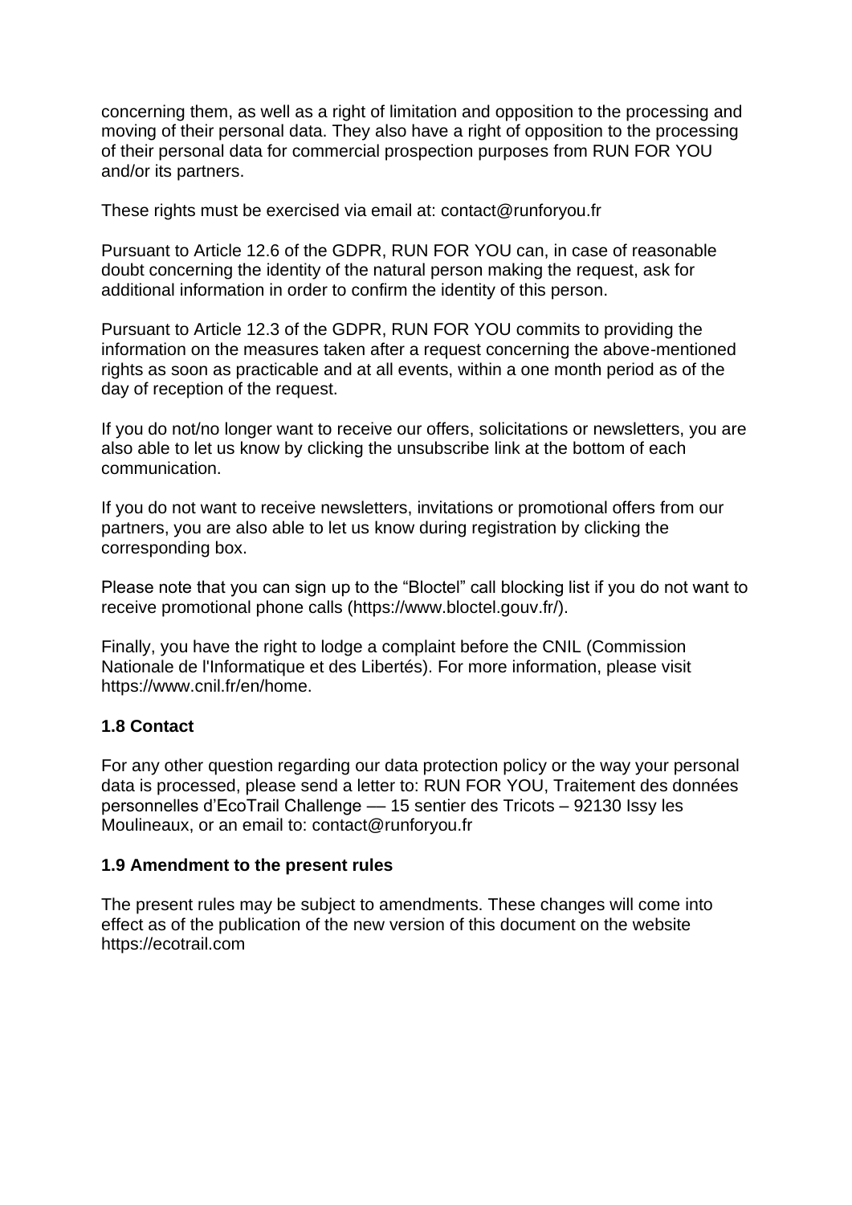concerning them, as well as a right of limitation and opposition to the processing and moving of their personal data. They also have a right of opposition to the processing of their personal data for commercial prospection purposes from RUN FOR YOU and/or its partners.

These rights must be exercised via email at: contact@runforyou.fr

Pursuant to Article 12.6 of the GDPR, RUN FOR YOU can, in case of reasonable doubt concerning the identity of the natural person making the request, ask for additional information in order to confirm the identity of this person.

Pursuant to Article 12.3 of the GDPR, RUN FOR YOU commits to providing the information on the measures taken after a request concerning the above-mentioned rights as soon as practicable and at all events, within a one month period as of the day of reception of the request.

If you do not/no longer want to receive our offers, solicitations or newsletters, you are also able to let us know by clicking the unsubscribe link at the bottom of each communication.

If you do not want to receive newsletters, invitations or promotional offers from our partners, you are also able to let us know during registration by clicking the corresponding box.

Please note that you can sign up to the “Bloctel” call blocking list if you do not want to receive promotional phone calls (https://www.bloctel.gouv.fr/).

Finally, you have the right to lodge a complaint before the CNIL (Commission Nationale de l'Informatique et des Libertés). For more information, please visit https://www.cnil.fr/en/home.

### 1.8 Contact

For any other question regarding our data protection policy or the way your personal data is processed, please send a letter to: RUN FOR YOU, Traitement des données personnelles d’EcoTrail Challenge –– 15 sentier des Tricots – 92130 Issy les Moulineaux, or an email to: contact@runforyou.fr

### 1.9 Amendment to the present rules

The present rules may be subject to amendments. These changes will come into effect as of the publication of the new version of this document on the website https://ecotrail.com